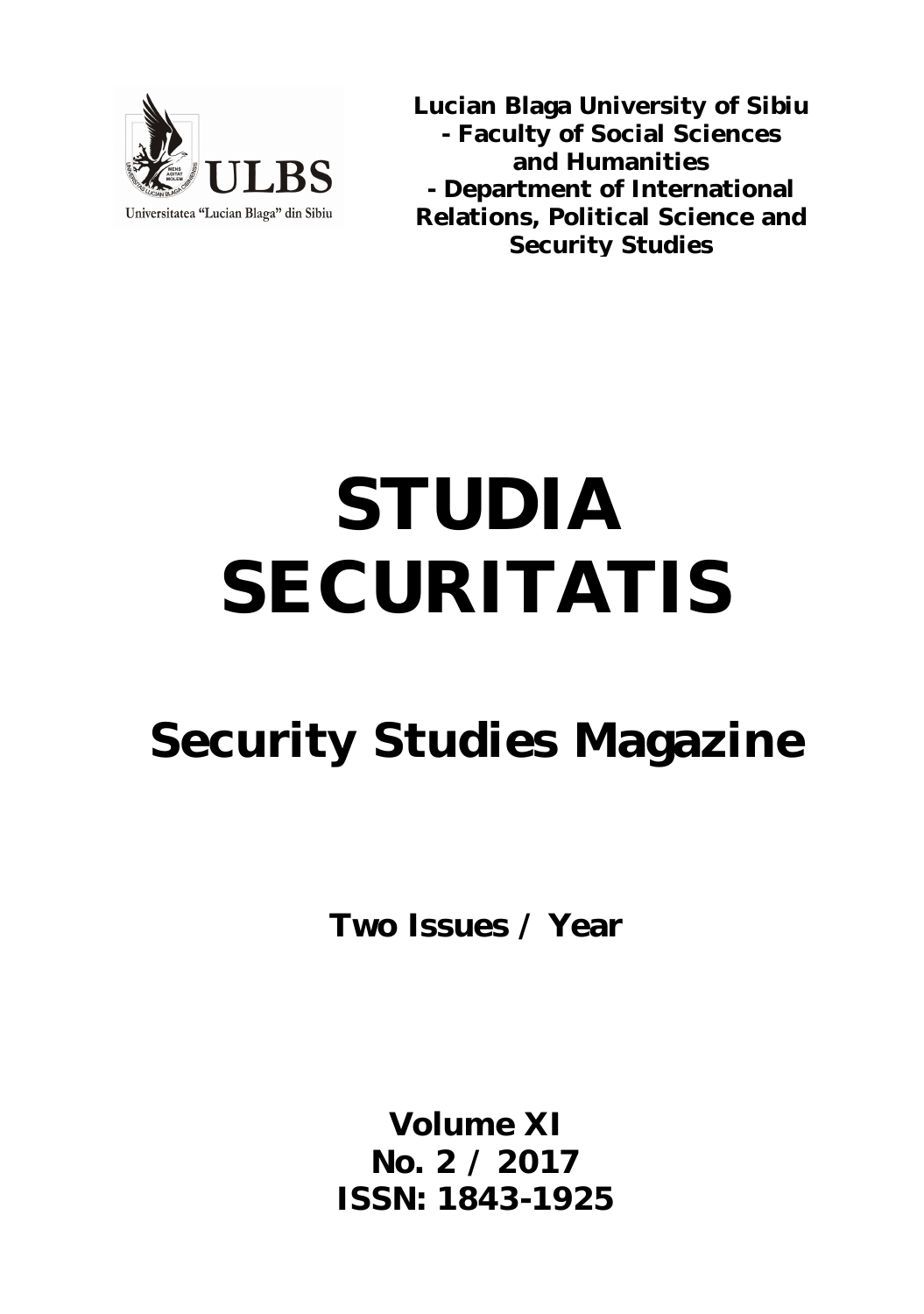Universitatea "Lucian Blaga" din Sibiu

**Lucian Blaga University of Sibiu**
**- Faculty of Social Sciences and Humanities**
**- Department of International Relations, Political Science and Security Studies**

# STUDIA SECURITATIS

## Security Studies Magazine

**Two Issues / Year**

**Volume XI**
**No. 2 / 2017**
**ISSN: 1843-1925**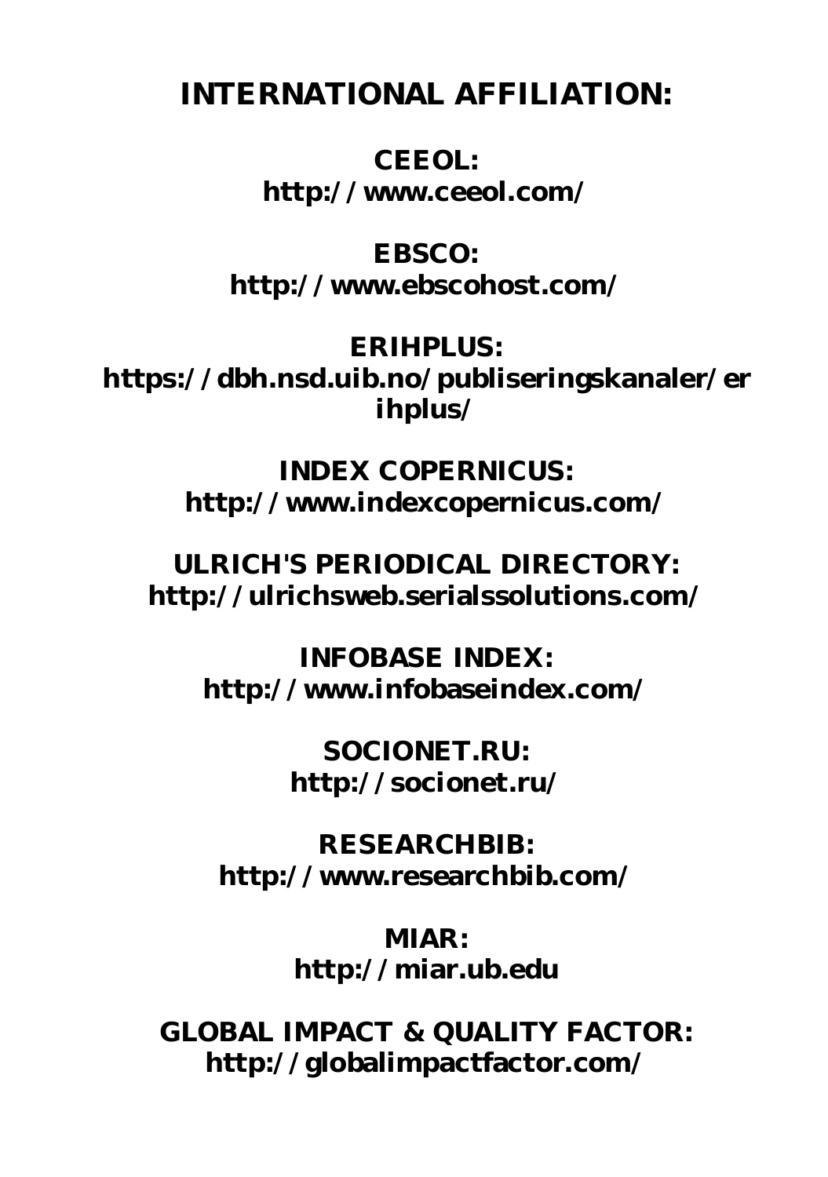# INTERNATIONAL AFFILIATION:

**CEEOL:**
**http://www.ceeol.com/**

**EBSCO:**
**http://www.ebscohost.com/**

**ERIHPLUS:**
**https://dbh.nsd.uib.no/publiseringskanaler/erihplus/**

**INDEX COPERNICUS:**
**http://www.indexcopernicus.com/**

**ULRICH'S PERIODICAL DIRECTORY:**
**http://ulrichsweb.serialssolutions.com/**

**INFOBASE INDEX:**
**http://www.infobaseindex.com/**

**SOCIONET.RU:**
**http://socionet.ru/**

**RESEARCHBIB:**
**http://www.researchbib.com/**

**MIAR:**
**http://miar.ub.edu**

**GLOBAL IMPACT & QUALITY FACTOR:**
**http://globalimpactfactor.com/**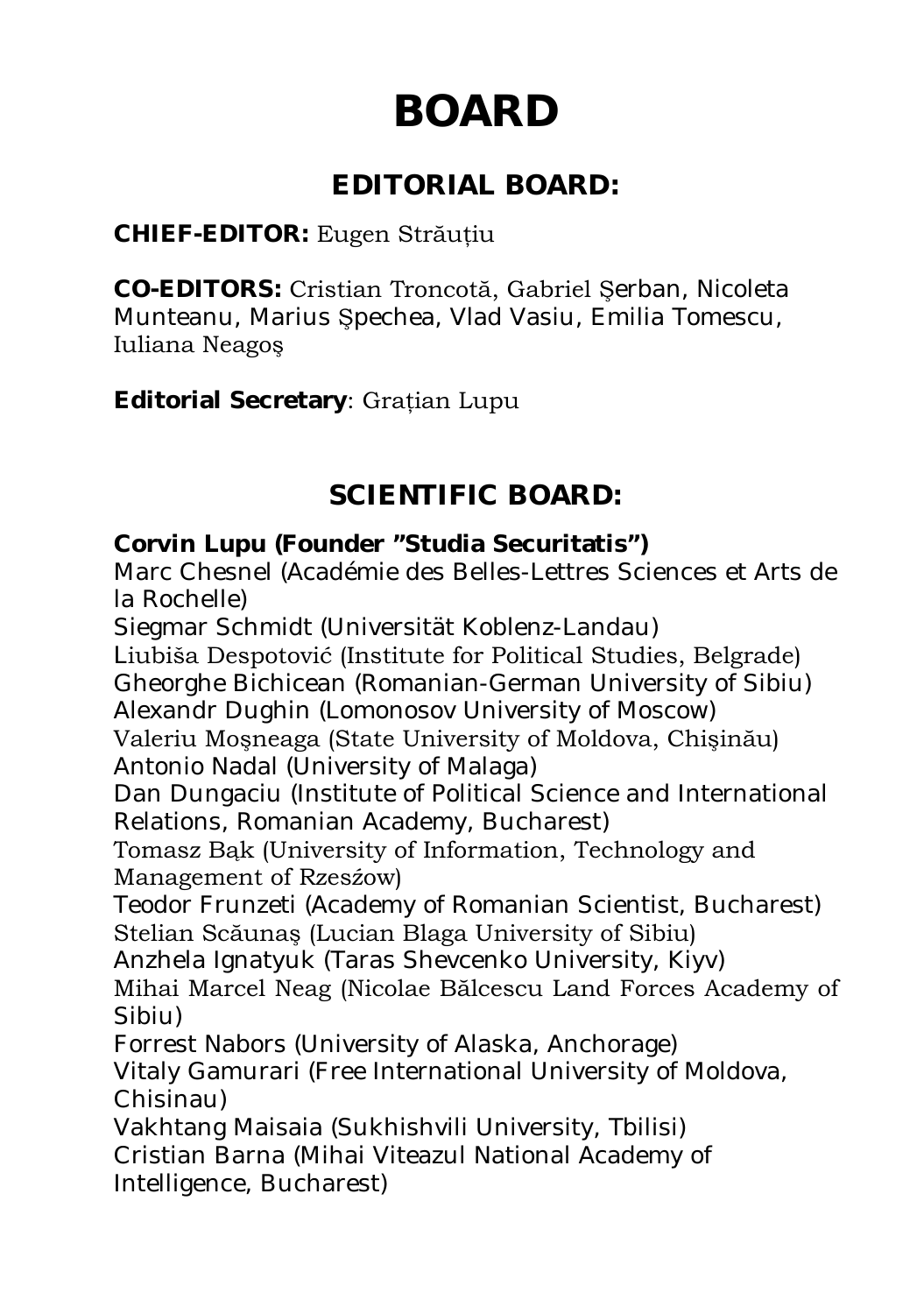# BOARD

## EDITORIAL BOARD:

**CHIEF-EDITOR:** Eugen Străuțiu

**CO-EDITORS:** Cristian Troncotă, Gabriel Şerban, Nicoleta Munteanu, Marius Şpechea, Vlad Vasiu, Emilia Tomescu, Iuliana Neagoş

**Editorial Secretary**: Grațian Lupu

## SCIENTIFIC BOARD:

**Corvin Lupu (Founder "Studia Securitatis")**
Marc Chesnel (Académie des Belles-Lettres Sciences et Arts de la Rochelle)
Siegmar Schmidt (Universität Koblenz-Landau)
Liubiša Despotović (Institute for Political Studies, Belgrade)
Gheorghe Bichicean (Romanian-German University of Sibiu)
Alexandr Dughin (Lomonosov University of Moscow)
Valeriu Moşneaga (State University of Moldova, Chişinău)
Antonio Nadal (University of Malaga)
Dan Dungaciu (Institute of Political Science and International Relations, Romanian Academy, Bucharest)
Tomasz Bąk (University of Information, Technology and Management of Rzesźow)
Teodor Frunzeti (Academy of Romanian Scientist, Bucharest)
Stelian Scăunaş (Lucian Blaga University of Sibiu)
Anzhela Ignatyuk (Taras Shevcenko University, Kiyv)
Mihai Marcel Neag (Nicolae Bălcescu Land Forces Academy of Sibiu)
Forrest Nabors (University of Alaska, Anchorage)
Vitaly Gamurari (Free International University of Moldova, Chisinau)
Vakhtang Maisaia (Sukhishvili University, Tbilisi)
Cristian Barna (Mihai Viteazul National Academy of Intelligence, Bucharest)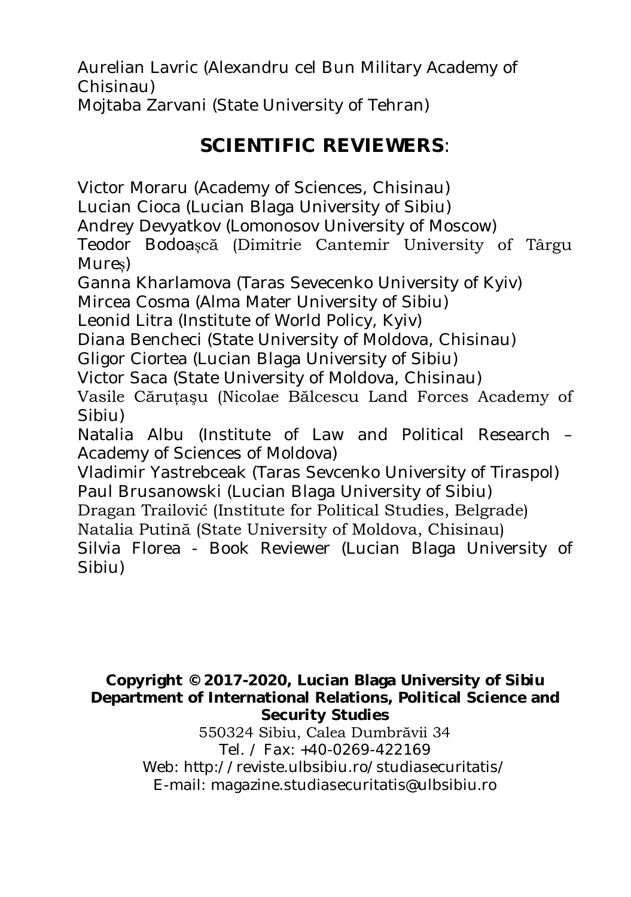Aurelian Lavric (Alexandru cel Bun Military Academy of Chisinau)
Mojtaba Zarvani (State University of Tehran)

## SCIENTIFIC REVIEWERS:

Victor Moraru (Academy of Sciences, Chisinau)
Lucian Cioca (Lucian Blaga University of Sibiu)
Andrey Devyatkov (Lomonosov University of Moscow)
Teodor Bodoașcă (Dimitrie Cantemir University of Târgu Mureș)
Ganna Kharlamova (Taras Sevecenko University of Kyiv)
Mircea Cosma (Alma Mater University of Sibiu)
Leonid Litra (Institute of World Policy, Kyiv)
Diana Bencheci (State University of Moldova, Chisinau)
Gligor Ciortea (Lucian Blaga University of Sibiu)
Victor Saca (State University of Moldova, Chisinau)
Vasile Căruțașu (Nicolae Bălcescu Land Forces Academy of Sibiu)
Natalia Albu (Institute of Law and Political Research – Academy of Sciences of Moldova)
Vladimir Yastrebceak (Taras Sevcenko University of Tiraspol)
Paul Brusanowski (Lucian Blaga University of Sibiu)
Dragan Trailović (Institute for Political Studies, Belgrade)
Natalia Putină (State University of Moldova, Chisinau)
Silvia Florea - Book Reviewer (Lucian Blaga University of Sibiu)

**Copyright © 2017-2020, Lucian Blaga University of Sibiu**
**Department of International Relations, Political Science and Security Studies**
550324 Sibiu, Calea Dumbrăvii 34
Tel. / Fax: +40-0269-422169
Web: http://reviste.ulbsibiu.ro/studiasecuritatis/
E-mail: magazine.studiasecuritatis@ulbsibiu.ro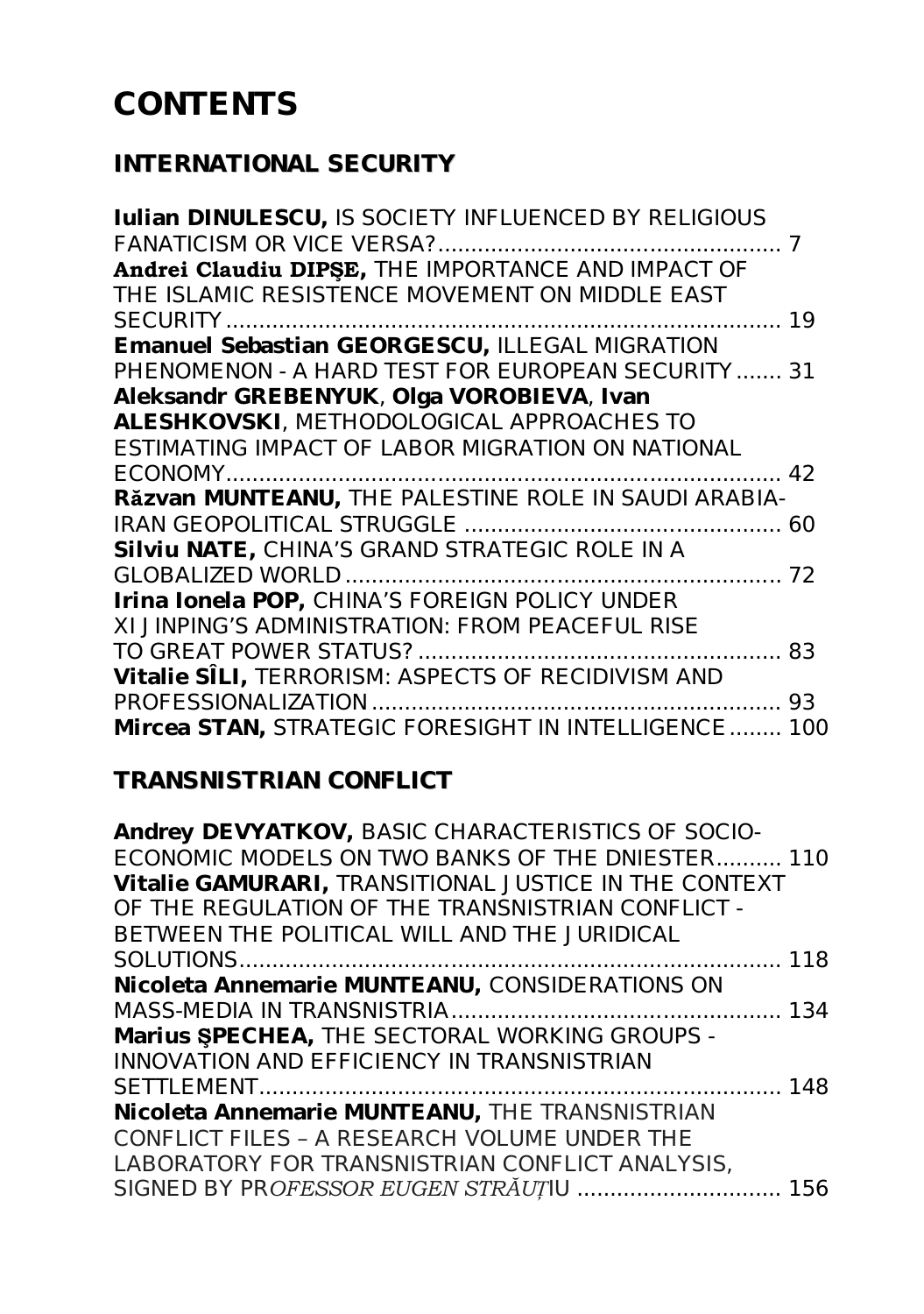# CONTENTS

## INTERNATIONAL SECURITY

**Iulian DINULESCU,** IS SOCIETY INFLUENCED BY RELIGIOUS FANATICISM OR VICE VERSA? ..... 7

**Andrei Claudiu DIPŞE,** THE IMPORTANCE AND IMPACT OF THE ISLAMIC RESISTENCE MOVEMENT ON MIDDLE EAST SECURITY ..... 19

**Emanuel Sebastian GEORGESCU,** ILLEGAL MIGRATION PHENOMENON - A HARD TEST FOR EUROPEAN SECURITY ..... 31

**Aleksandr GREBENYUK**, **Olga VOROBIEVA**, **Ivan ALESHKOVSKI**, METHODOLOGICAL APPROACHES TO ESTIMATING IMPACT OF LABOR MIGRATION ON NATIONAL ECONOMY ..... 42

**Răzvan MUNTEANU,** THE PALESTINE ROLE IN SAUDI ARABIA-IRAN GEOPOLITICAL STRUGGLE ..... 60

**Silviu NATE,** CHINA'S GRAND STRATEGIC ROLE IN A GLOBALIZED WORLD ..... 72

**Irina Ionela POP,** CHINA'S FOREIGN POLICY UNDER XI JINPING'S ADMINISTRATION: FROM PEACEFUL RISE TO GREAT POWER STATUS? ..... 83

**Vitalie SÎLI,** TERRORISM: ASPECTS OF RECIDIVISM AND PROFESSIONALIZATION ..... 93

**Mircea STAN,** STRATEGIC FORESIGHT IN INTELLIGENCE ..... 100

## TRANSNISTRIAN CONFLICT

**Andrey DEVYATKOV,** BASIC CHARACTERISTICS OF SOCIO-ECONOMIC MODELS ON TWO BANKS OF THE DNIESTER ..... 110

**Vitalie GAMURARI,** TRANSITIONAL JUSTICE IN THE CONTEXT OF THE REGULATION OF THE TRANSNISTRIAN CONFLICT - BETWEEN THE POLITICAL WILL AND THE JURIDICAL SOLUTIONS ..... 118

**Nicoleta Annemarie MUNTEANU,** CONSIDERATIONS ON MASS-MEDIA IN TRANSNISTRIA ..... 134

**Marius ŞPECHEA,** THE SECTORAL WORKING GROUPS - INNOVATION AND EFFICIENCY IN TRANSNISTRIAN SETTLEMENT ..... 148

**Nicoleta Annemarie MUNTEANU,** THE TRANSNISTRIAN CONFLICT FILES – A RESEARCH VOLUME UNDER THE LABORATORY FOR TRANSNISTRIAN CONFLICT ANALYSIS, SIGNED BY PR*OFESSOR EUGEN STRĂUȚ*IU ..... 156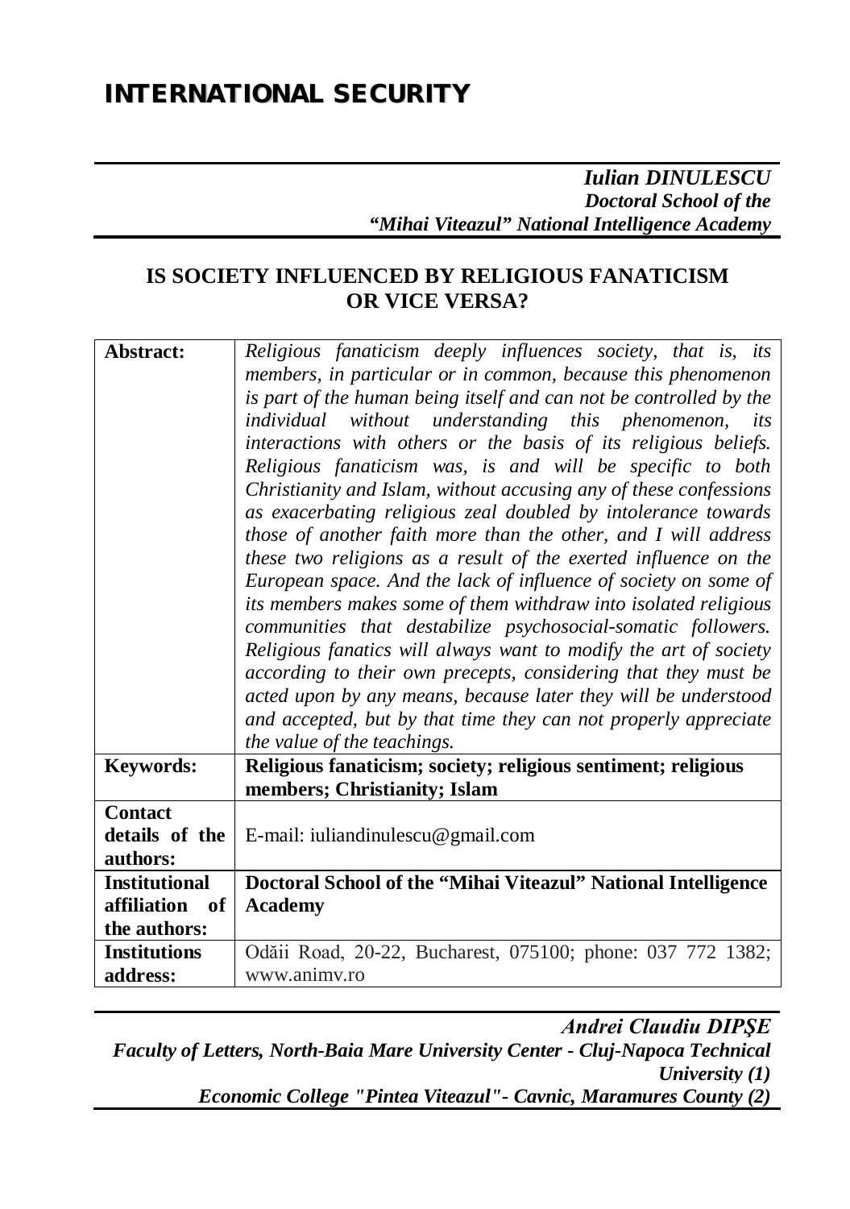# INTERNATIONAL SECURITY

***Iulian DINULESCU***
***Doctoral School of the***
***"Mihai Viteazul" National Intelligence Academy***

## IS SOCIETY INFLUENCED BY RELIGIOUS FANATICISM OR VICE VERSA?

| | |
|---|---|
| **Abstract:** | *Religious fanaticism deeply influences society, that is, its members, in particular or in common, because this phenomenon is part of the human being itself and can not be controlled by the individual without understanding this phenomenon, its interactions with others or the basis of its religious beliefs. Religious fanaticism was, is and will be specific to both Christianity and Islam, without accusing any of these confessions as exacerbating religious zeal doubled by intolerance towards those of another faith more than the other, and I will address these two religions as a result of the exerted influence on the European space. And the lack of influence of society on some of its members makes some of them withdraw into isolated religious communities that destabilize psychosocial-somatic followers. Religious fanatics will always want to modify the art of society according to their own precepts, considering that they must be acted upon by any means, because later they will be understood and accepted, but by that time they can not properly appreciate the value of the teachings.* |
| **Keywords:** | **Religious fanaticism; society; religious sentiment; religious members; Christianity; Islam** |
| **Contact details of the authors:** | E-mail: iuliandinulescu@gmail.com |
| **Institutional affiliation of the authors:** | **Doctoral School of the "Mihai Viteazul" National Intelligence Academy** |
| **Institutions address:** | Odăii Road, 20-22, Bucharest, 075100; phone: 037 772 1382; www.animv.ro |

***Andrei Claudiu DIPŞE***
***Faculty of Letters, North-Baia Mare University Center - Cluj-Napoca Technical University (1)***
***Economic College "Pintea Viteazul"- Cavnic, Maramures County (2)***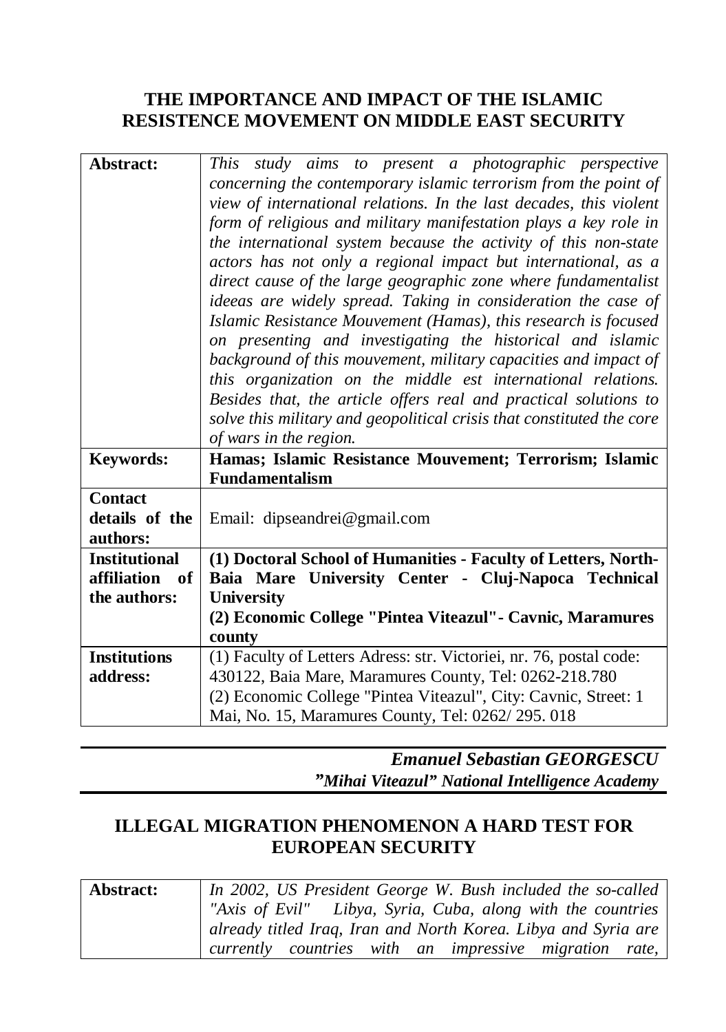## THE IMPORTANCE AND IMPACT OF THE ISLAMIC RESISTENCE MOVEMENT ON MIDDLE EAST SECURITY

| | |
|---|---|
| **Abstract:** | *This study aims to present a photographic perspective concerning the contemporary islamic terrorism from the point of view of international relations. In the last decades, this violent form of religious and military manifestation plays a key role in the international system because the activity of this non-state actors has not only a regional impact but international, as a direct cause of the large geographic zone where fundamentalist ideeas are widely spread. Taking in consideration the case of Islamic Resistance Mouvement (Hamas), this research is focused on presenting and investigating the historical and islamic background of this mouvement, military capacities and impact of this organization on the middle est international relations. Besides that, the article offers real and practical solutions to solve this military and geopolitical crisis that constituted the core of wars in the region.* |
| **Keywords:** | **Hamas; Islamic Resistance Mouvement; Terrorism; Islamic Fundamentalism** |
| **Contact details of the authors:** | Email: dipseandrei@gmail.com |
| **Institutional affiliation of the authors:** | **(1) Doctoral School of Humanities - Faculty of Letters, North-Baia Mare University Center - Cluj-Napoca Technical University**<br>**(2) Economic College "Pintea Viteazul"- Cavnic, Maramures county** |
| **Institutions address:** | (1) Faculty of Letters Adress: str. Victoriei, nr. 76, postal code: 430122, Baia Mare, Maramures County, Tel: 0262-218.780<br>(2) Economic College "Pintea Viteazul", City: Cavnic, Street: 1 Mai, No. 15, Maramures County, Tel: 0262/ 295. 018 |

***Emanuel Sebastian GEORGESCU***
***"Mihai Viteazul" National Intelligence Academy***

## ILLEGAL MIGRATION PHENOMENON A HARD TEST FOR EUROPEAN SECURITY

| | |
|---|---|
| **Abstract:** | *In 2002, US President George W. Bush included the so-called "Axis of Evil" Libya, Syria, Cuba, along with the countries already titled Iraq, Iran and North Korea. Libya and Syria are currently countries with an impressive migration rate,* |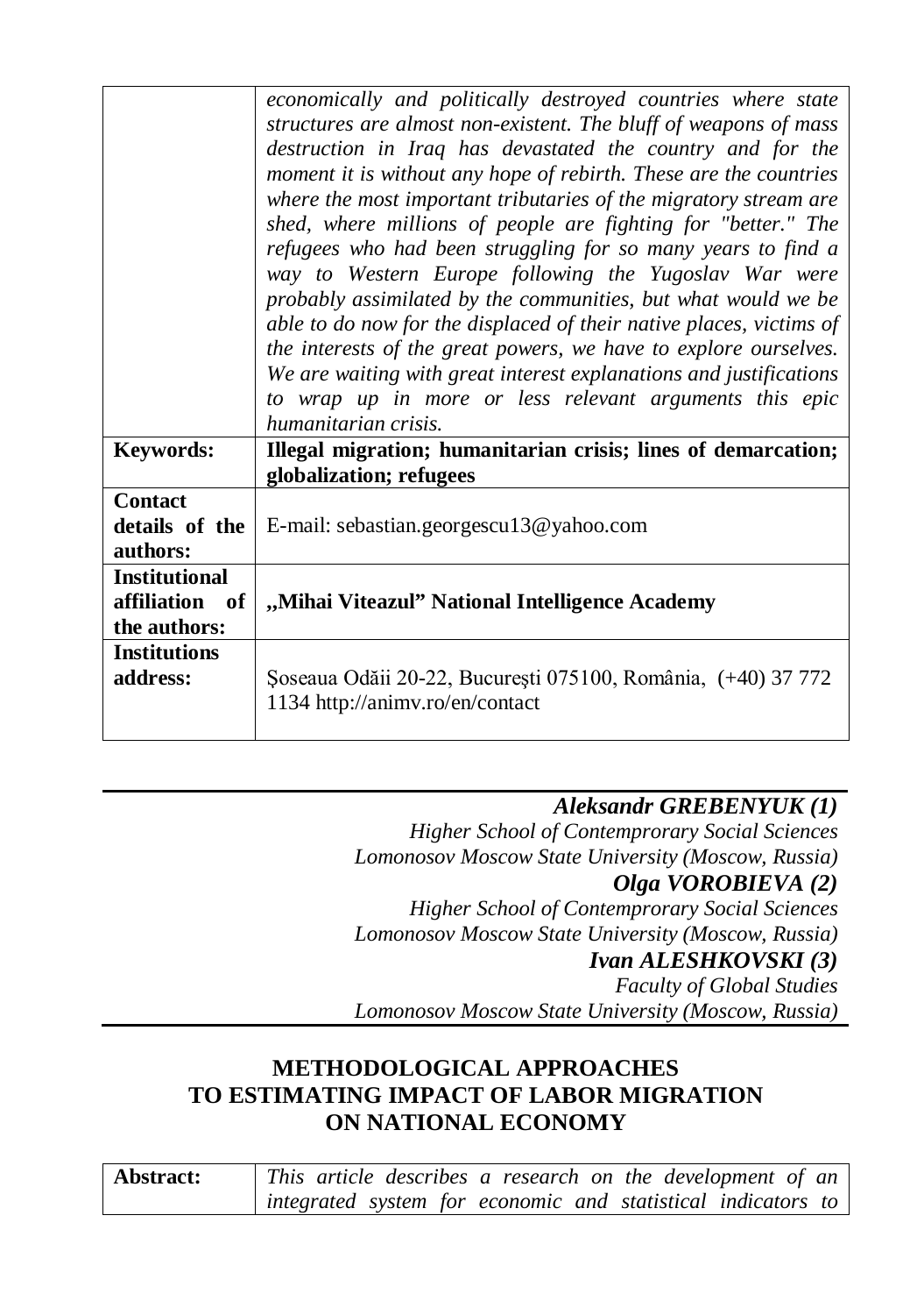| | *economically and politically destroyed countries where state structures are almost non-existent. The bluff of weapons of mass destruction in Iraq has devastated the country and for the moment it is without any hope of rebirth. These are the countries where the most important tributaries of the migratory stream are shed, where millions of people are fighting for "better." The refugees who had been struggling for so many years to find a way to Western Europe following the Yugoslav War were probably assimilated by the communities, but what would we be able to do now for the displaced of their native places, victims of the interests of the great powers, we have to explore ourselves. We are waiting with great interest explanations and justifications to wrap up in more or less relevant arguments this epic humanitarian crisis.* |
|---|---|
| **Keywords:** | **Illegal migration; humanitarian crisis; lines of demarcation; globalization; refugees** |
| **Contact details of the authors:** | E-mail: sebastian.georgescu13@yahoo.com |
| **Institutional affiliation of the authors:** | **„Mihai Viteazul" National Intelligence Academy** |
| **Institutions address:** | Şoseaua Odăii 20-22, Bucureşti 075100, România, (+40) 37 772 1134 http://animv.ro/en/contact |

***Aleksandr GREBENYUK (1)***
*Higher School of Contemprorary Social Sciences*
*Lomonosov Moscow State University (Moscow, Russia)*
***Olga VOROBIEVA (2)***
*Higher School of Contemprorary Social Sciences*
*Lomonosov Moscow State University (Moscow, Russia)*
***Ivan ALESHKOVSKI (3)***
*Faculty of Global Studies*
*Lomonosov Moscow State University (Moscow, Russia)*

## METHODOLOGICAL APPROACHES TO ESTIMATING IMPACT OF LABOR MIGRATION ON NATIONAL ECONOMY

| **Abstract:** | *This article describes a research on the development of an integrated system for economic and statistical indicators to* |
|---|---|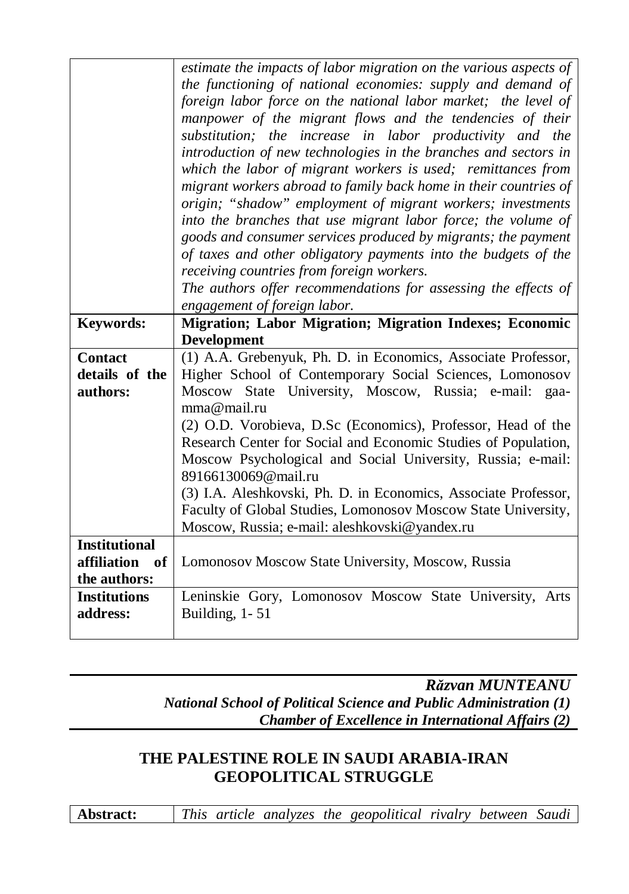| | |
|---|---|
| | *estimate the impacts of labor migration on the various aspects of the functioning of national economies: supply and demand of foreign labor force on the national labor market; the level of manpower of the migrant flows and the tendencies of their substitution; the increase in labor productivity and the introduction of new technologies in the branches and sectors in which the labor of migrant workers is used; remittances from migrant workers abroad to family back home in their countries of origin; "shadow" employment of migrant workers; investments into the branches that use migrant labor force; the volume of goods and consumer services produced by migrants; the payment of taxes and other obligatory payments into the budgets of the receiving countries from foreign workers.*<br>*The authors offer recommendations for assessing the effects of engagement of foreign labor.* |
| **Keywords:** | **Migration; Labor Migration; Migration Indexes; Economic Development** |
| **Contact details of the authors:** | (1) A.A. Grebenyuk, Ph. D. in Economics, Associate Professor, Higher School of Contemporary Social Sciences, Lomonosov Moscow State University, Moscow, Russia; e-mail: gaa-mma@mail.ru<br>(2) O.D. Vorobieva, D.Sc (Economics), Professor, Head of the Research Center for Social and Economic Studies of Population, Moscow Psychological and Social University, Russia; e-mail: 89166130069@mail.ru<br>(3) I.A. Aleshkovski, Ph. D. in Economics, Associate Professor, Faculty of Global Studies, Lomonosov Moscow State University, Moscow, Russia; e-mail: aleshkovski@yandex.ru |
| **Institutional affiliation of the authors:** | Lomonosov Moscow State University, Moscow, Russia |
| **Institutions address:** | Leninskie Gory, Lomonosov Moscow State University, Arts Building, 1- 51 |

***Răzvan MUNTEANU***
***National School of Political Science and Public Administration (1)***
***Chamber of Excellence in International Affairs (2)***

## THE PALESTINE ROLE IN SAUDI ARABIA-IRAN GEOPOLITICAL STRUGGLE

| | |
|---|---|
| **Abstract:** | *This article analyzes the geopolitical rivalry between Saudi* |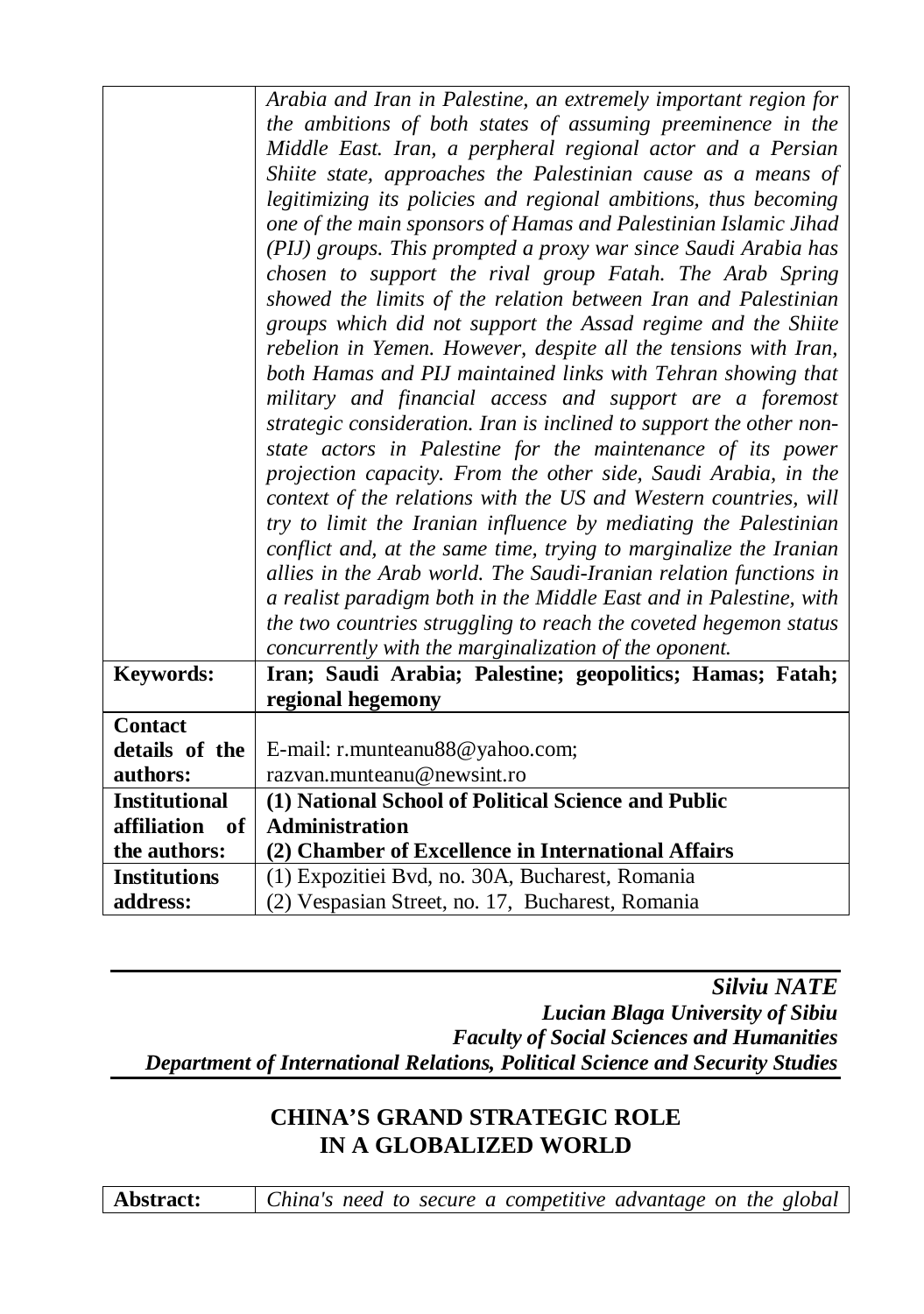| | |
|---|---|
| | *Arabia and Iran in Palestine, an extremely important region for the ambitions of both states of assuming preeminence in the Middle East. Iran, a perpheral regional actor and a Persian Shiite state, approaches the Palestinian cause as a means of legitimizing its policies and regional ambitions, thus becoming one of the main sponsors of Hamas and Palestinian Islamic Jihad (PIJ) groups. This prompted a proxy war since Saudi Arabia has chosen to support the rival group Fatah. The Arab Spring showed the limits of the relation between Iran and Palestinian groups which did not support the Assad regime and the Shiite rebelion in Yemen. However, despite all the tensions with Iran, both Hamas and PIJ maintained links with Tehran showing that military and financial access and support are a foremost strategic consideration. Iran is inclined to support the other non-state actors in Palestine for the maintenance of its power projection capacity. From the other side, Saudi Arabia, in the context of the relations with the US and Western countries, will try to limit the Iranian influence by mediating the Palestinian conflict and, at the same time, trying to marginalize the Iranian allies in the Arab world. The Saudi-Iranian relation functions in a realist paradigm both in the Middle East and in Palestine, with the two countries struggling to reach the coveted hegemon status concurrently with the marginalization of the oponent.* |
| **Keywords:** | **Iran; Saudi Arabia; Palestine; geopolitics; Hamas; Fatah; regional hegemony** |
| **Contact details of the authors:** | E-mail: r.munteanu88@yahoo.com; razvan.munteanu@newsint.ro |
| **Institutional affiliation of the authors:** | **(1) National School of Political Science and Public Administration** **(2) Chamber of Excellence in International Affairs** |
| **Institutions address:** | (1) Expozitiei Bvd, no. 30A, Bucharest, Romania (2) Vespasian Street, no. 17, Bucharest, Romania |

***Silviu NATE***
***Lucian Blaga University of Sibiu***
***Faculty of Social Sciences and Humanities***
***Department of International Relations, Political Science and Security Studies***

## CHINA'S GRAND STRATEGIC ROLE IN A GLOBALIZED WORLD

| | |
|---|---|
| **Abstract:** | *China's need to secure a competitive advantage on the global* |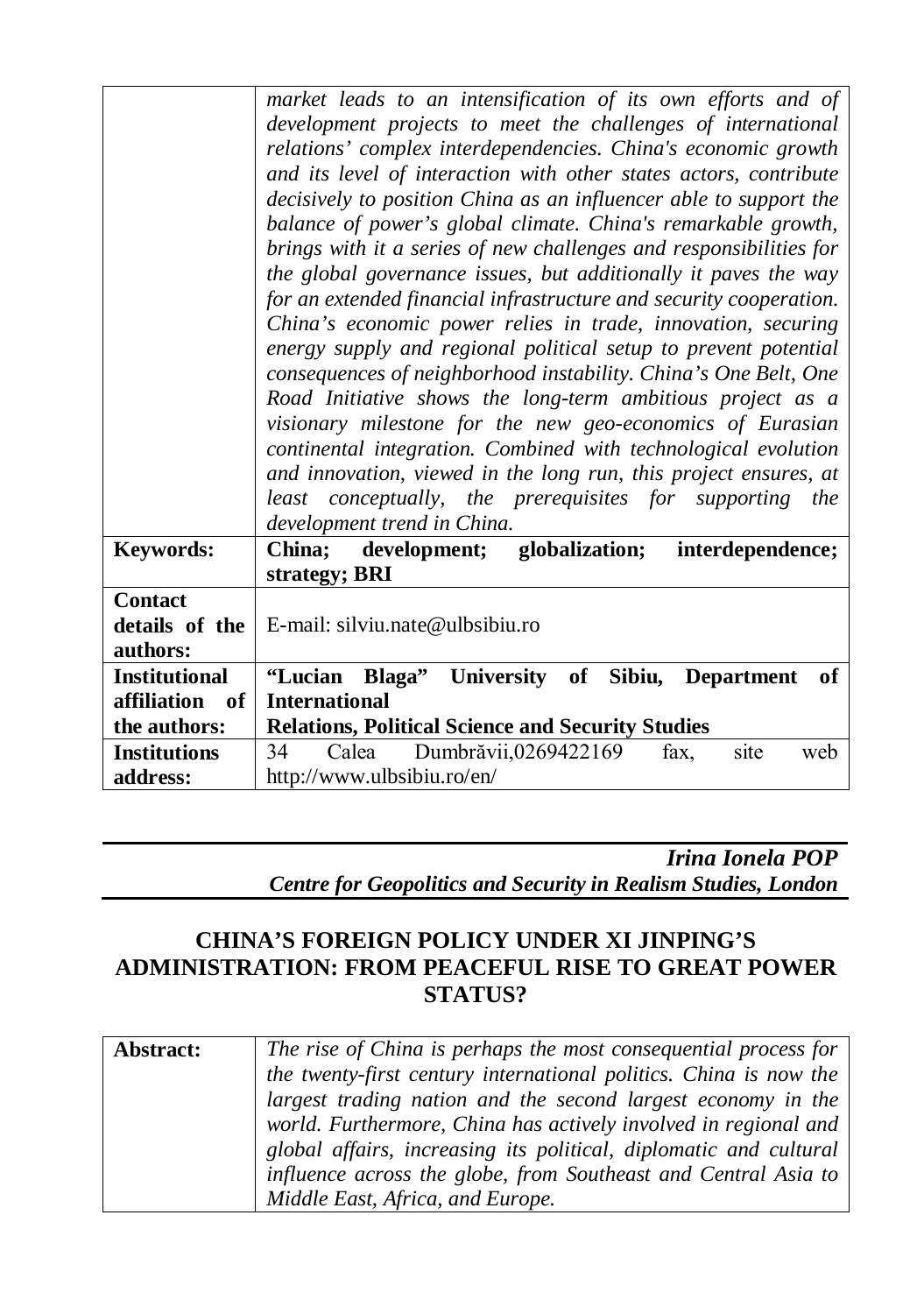| | *market leads to an intensification of its own efforts and of development projects to meet the challenges of international relations' complex interdependencies. China's economic growth and its level of interaction with other states actors, contribute decisively to position China as an influencer able to support the balance of power's global climate. China's remarkable growth, brings with it a series of new challenges and responsibilities for the global governance issues, but additionally it paves the way for an extended financial infrastructure and security cooperation. China's economic power relies in trade, innovation, securing energy supply and regional political setup to prevent potential consequences of neighborhood instability. China's One Belt, One Road Initiative shows the long-term ambitious project as a visionary milestone for the new geo-economics of Eurasian continental integration. Combined with technological evolution and innovation, viewed in the long run, this project ensures, at least conceptually, the prerequisites for supporting the development trend in China.* |
|---|---|
| **Keywords:** | **China; development; globalization; interdependence; strategy; BRI** |
| **Contact details of the authors:** | E-mail: silviu.nate@ulbsibiu.ro |
| **Institutional affiliation of the authors:** | **"Lucian Blaga" University of Sibiu, Department of International Relations, Political Science and Security Studies** |
| **Institutions address:** | 34 Calea Dumbrăvii,0269422169 fax, site web http://www.ulbsibiu.ro/en/ |

***Irina Ionela POP***
***Centre for Geopolitics and Security in Realism Studies, London***

## CHINA'S FOREIGN POLICY UNDER XI JINPING'S ADMINISTRATION: FROM PEACEFUL RISE TO GREAT POWER STATUS?

| **Abstract:** | *The rise of China is perhaps the most consequential process for the twenty-first century international politics. China is now the largest trading nation and the second largest economy in the world. Furthermore, China has actively involved in regional and global affairs, increasing its political, diplomatic and cultural influence across the globe, from Southeast and Central Asia to Middle East, Africa, and Europe.* |
|---|---|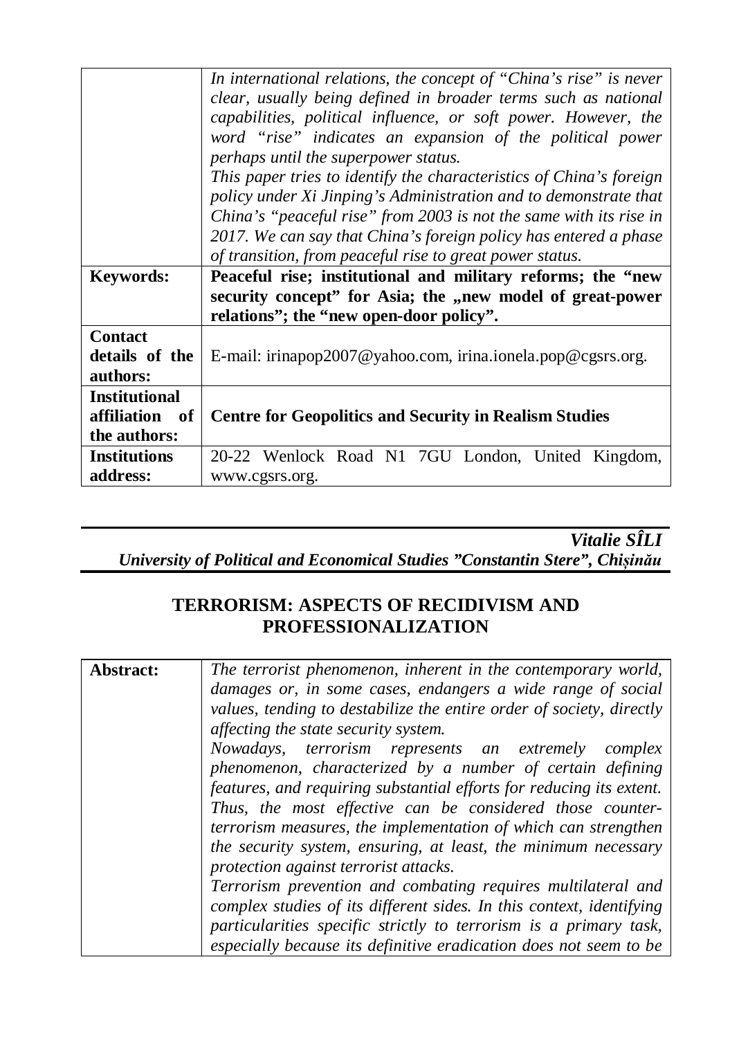| | |
|---|---|
| | *In international relations, the concept of "China's rise" is never clear, usually being defined in broader terms such as national capabilities, political influence, or soft power. However, the word "rise" indicates an expansion of the political power perhaps until the superpower status.* *This paper tries to identify the characteristics of China's foreign policy under Xi Jinping's Administration and to demonstrate that China's "peaceful rise" from 2003 is not the same with its rise in 2017. We can say that China's foreign policy has entered a phase of transition, from peaceful rise to great power status.* |
| **Keywords:** | **Peaceful rise; institutional and military reforms; the "new security concept" for Asia; the „new model of great-power relations"; the "new open-door policy".** |
| **Contact details of the authors:** | E-mail: irinapop2007@yahoo.com, irina.ionela.pop@cgsrs.org. |
| **Institutional affiliation of the authors:** | **Centre for Geopolitics and Security in Realism Studies** |
| **Institutions address:** | 20-22 Wenlock Road N1 7GU London, United Kingdom, www.cgsrs.org. |

***Vitalie SÎLI***
***University of Political and Economical Studies "Constantin Stere", Chișinău***

## TERRORISM: ASPECTS OF RECIDIVISM AND PROFESSIONALIZATION

| | |
|---|---|
| **Abstract:** | *The terrorist phenomenon, inherent in the contemporary world, damages or, in some cases, endangers a wide range of social values, tending to destabilize the entire order of society, directly affecting the state security system.* *Nowadays, terrorism represents an extremely complex phenomenon, characterized by a number of certain defining features, and requiring substantial efforts for reducing its extent. Thus, the most effective can be considered those counter-terrorism measures, the implementation of which can strengthen the security system, ensuring, at least, the minimum necessary protection against terrorist attacks.* *Terrorism prevention and combating requires multilateral and complex studies of its different sides. In this context, identifying particularities specific strictly to terrorism is a primary task, especially because its definitive eradication does not seem to be* |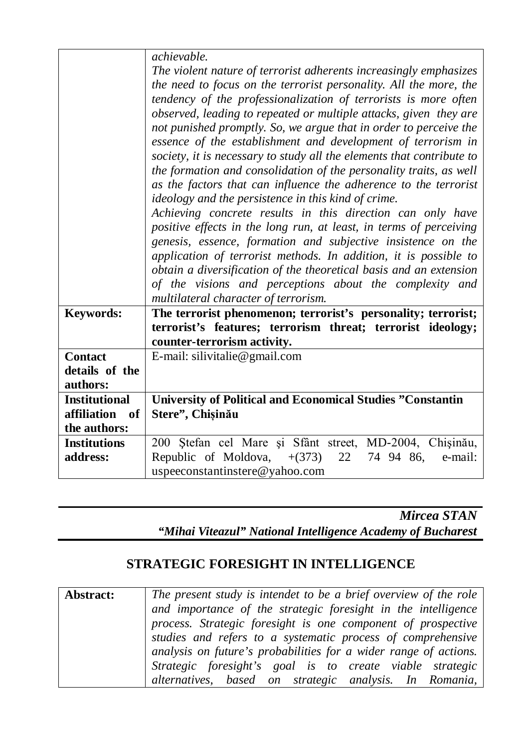| | |
|---|---|
| | *achievable.*<br>*The violent nature of terrorist adherents increasingly emphasizes the need to focus on the terrorist personality. All the more, the tendency of the professionalization of terrorists is more often observed, leading to repeated or multiple attacks, given they are not punished promptly. So, we argue that in order to perceive the essence of the establishment and development of terrorism in society, it is necessary to study all the elements that contribute to the formation and consolidation of the personality traits, as well as the factors that can influence the adherence to the terrorist ideology and the persistence in this kind of crime.*<br>*Achieving concrete results in this direction can only have positive effects in the long run, at least, in terms of perceiving genesis, essence, formation and subjective insistence on the application of terrorist methods. In addition, it is possible to obtain a diversification of the theoretical basis and an extension of the visions and perceptions about the complexity and multilateral character of terrorism.* |
| **Keywords:** | **The terrorist phenomenon; terrorist's personality; terrorist; terrorist's features; terrorism threat; terrorist ideology; counter-terrorism activity.** |
| **Contact details of the authors:** | E-mail: silivitalie@gmail.com |
| **Institutional affiliation of the authors:** | **University of Political and Economical Studies "Constantin Stere", Chișinău** |
| **Institutions address:** | 200 Ştefan cel Mare şi Sfânt street, MD-2004, Chişinău, Republic of Moldova, +(373) 22 74 94 86, e-mail: uspeeconstantinstere@yahoo.com |

***Mircea STAN***
***"Mihai Viteazul" National Intelligence Academy of Bucharest***

## STRATEGIC FORESIGHT IN INTELLIGENCE

| | |
|---|---|
| **Abstract:** | *The present study is intendet to be a brief overview of the role and importance of the strategic foresight in the intelligence process. Strategic foresight is one component of prospective studies and refers to a systematic process of comprehensive analysis on future's probabilities for a wider range of actions. Strategic foresight's goal is to create viable strategic alternatives, based on strategic analysis. In Romania,* |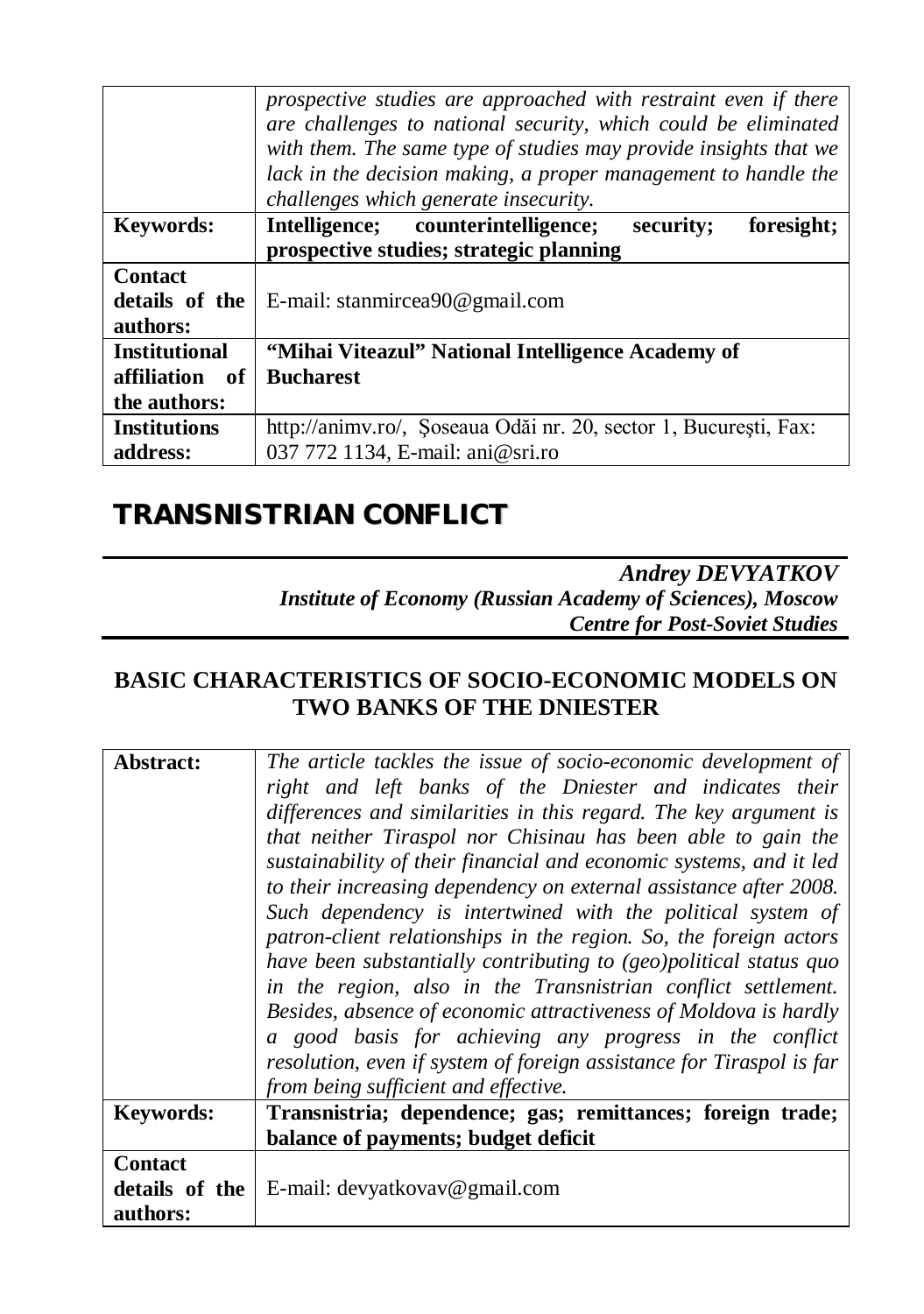| | *prospective studies are approached with restraint even if there are challenges to national security, which could be eliminated with them. The same type of studies may provide insights that we lack in the decision making, a proper management to handle the challenges which generate insecurity.* |
|---|---|
| **Keywords:** | **Intelligence; counterintelligence; security; foresight; prospective studies; strategic planning** |
| **Contact details of the authors:** | E-mail: stanmircea90@gmail.com |
| **Institutional affiliation of the authors:** | **"Mihai Viteazul" National Intelligence Academy of Bucharest** |
| **Institutions address:** | http://animv.ro/, Şoseaua Odăi nr. 20, sector 1, Bucureşti, Fax: 037 772 1134, E-mail: ani@sri.ro |

# TRANSNISTRIAN CONFLICT

***Andrey DEVYATKOV***
***Institute of Economy (Russian Academy of Sciences), Moscow***
***Centre for Post-Soviet Studies***

## BASIC CHARACTERISTICS OF SOCIO-ECONOMIC MODELS ON TWO BANKS OF THE DNIESTER

| **Abstract:** | *The article tackles the issue of socio-economic development of right and left banks of the Dniester and indicates their differences and similarities in this regard. The key argument is that neither Tiraspol nor Chisinau has been able to gain the sustainability of their financial and economic systems, and it led to their increasing dependency on external assistance after 2008. Such dependency is intertwined with the political system of patron-client relationships in the region. So, the foreign actors have been substantially contributing to (geo)political status quo in the region, also in the Transnistrian conflict settlement. Besides, absence of economic attractiveness of Moldova is hardly a good basis for achieving any progress in the conflict resolution, even if system of foreign assistance for Tiraspol is far from being sufficient and effective.* |
|---|---|
| **Keywords:** | **Transnistria; dependence; gas; remittances; foreign trade; balance of payments; budget deficit** |
| **Contact details of the authors:** | E-mail: devyatkovav@gmail.com |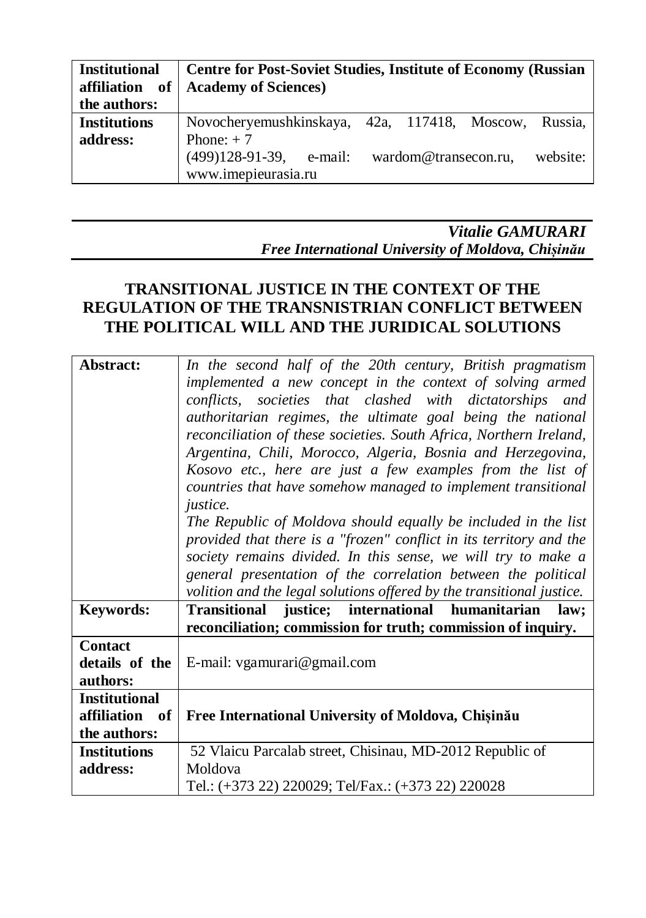| | |
|---|---|
| **Institutional affiliation of the authors:** | **Centre for Post-Soviet Studies, Institute of Economy (Russian Academy of Sciences)** |
| **Institutions address:** | Novocheryemushkinskaya, 42a, 117418, Moscow, Russia, Phone: + 7 (499)128-91-39, e-mail: wardom@transecon.ru, website: www.imepieurasia.ru |

***Vitalie GAMURARI***
***Free International University of Moldova, Chișinău***

## TRANSITIONAL JUSTICE IN THE CONTEXT OF THE REGULATION OF THE TRANSNISTRIAN CONFLICT BETWEEN THE POLITICAL WILL AND THE JURIDICAL SOLUTIONS

| | |
|---|---|
| **Abstract:** | *In the second half of the 20th century, British pragmatism implemented a new concept in the context of solving armed conflicts, societies that clashed with dictatorships and authoritarian regimes, the ultimate goal being the national reconciliation of these societies. South Africa, Northern Ireland, Argentina, Chili, Morocco, Algeria, Bosnia and Herzegovina, Kosovo etc., here are just a few examples from the list of countries that have somehow managed to implement transitional justice.* *The Republic of Moldova should equally be included in the list provided that there is a "frozen" conflict in its territory and the society remains divided. In this sense, we will try to make a general presentation of the correlation between the political volition and the legal solutions offered by the transitional justice.* |
| **Keywords:** | **Transitional justice; international humanitarian law; reconciliation; commission for truth; commission of inquiry.** |
| **Contact details of the authors:** | E-mail: vgamurari@gmail.com |
| **Institutional affiliation of the authors:** | **Free International University of Moldova, Chișinău** |
| **Institutions address:** | 52 Vlaicu Parcalab street, Chisinau, MD-2012 Republic of Moldova Tel.: (+373 22) 220029; Tel/Fax.: (+373 22) 220028 |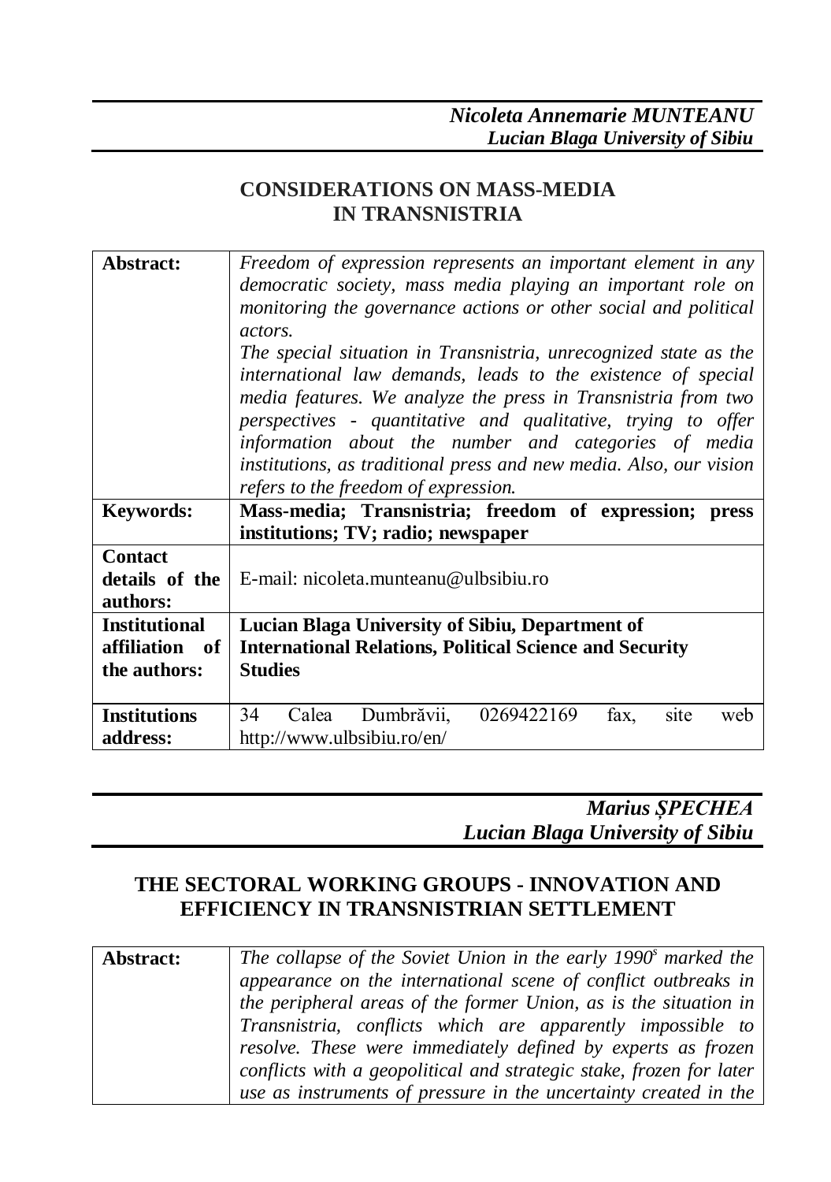***Nicoleta Annemarie MUNTEANU***
***Lucian Blaga University of Sibiu***

## CONSIDERATIONS ON MASS-MEDIA IN TRANSNISTRIA

| | |
|---|---|
| **Abstract:** | *Freedom of expression represents an important element in any democratic society, mass media playing an important role on monitoring the governance actions or other social and political actors.* <br> *The special situation in Transnistria, unrecognized state as the international law demands, leads to the existence of special media features. We analyze the press in Transnistria from two perspectives - quantitative and qualitative, trying to offer information about the number and categories of media institutions, as traditional press and new media. Also, our vision refers to the freedom of expression.* |
| **Keywords:** | **Mass-media; Transnistria; freedom of expression; press institutions; TV; radio; newspaper** |
| **Contact details of the authors:** | E-mail: nicoleta.munteanu@ulbsibiu.ro |
| **Institutional affiliation of the authors:** | **Lucian Blaga University of Sibiu, Department of International Relations, Political Science and Security Studies** |
| **Institutions address:** | 34 Calea Dumbrăvii, 0269422169 fax, site web http://www.ulbsibiu.ro/en/ |

***Marius ȘPECHEA***
***Lucian Blaga University of Sibiu***

## THE SECTORAL WORKING GROUPS - INNOVATION AND EFFICIENCY IN TRANSNISTRIAN SETTLEMENT

| | |
|---|---|
| **Abstract:** | *The collapse of the Soviet Union in the early 1990s marked the appearance on the international scene of conflict outbreaks in the peripheral areas of the former Union, as is the situation in Transnistria, conflicts which are apparently impossible to resolve. These were immediately defined by experts as frozen conflicts with a geopolitical and strategic stake, frozen for later use as instruments of pressure in the uncertainty created in the* |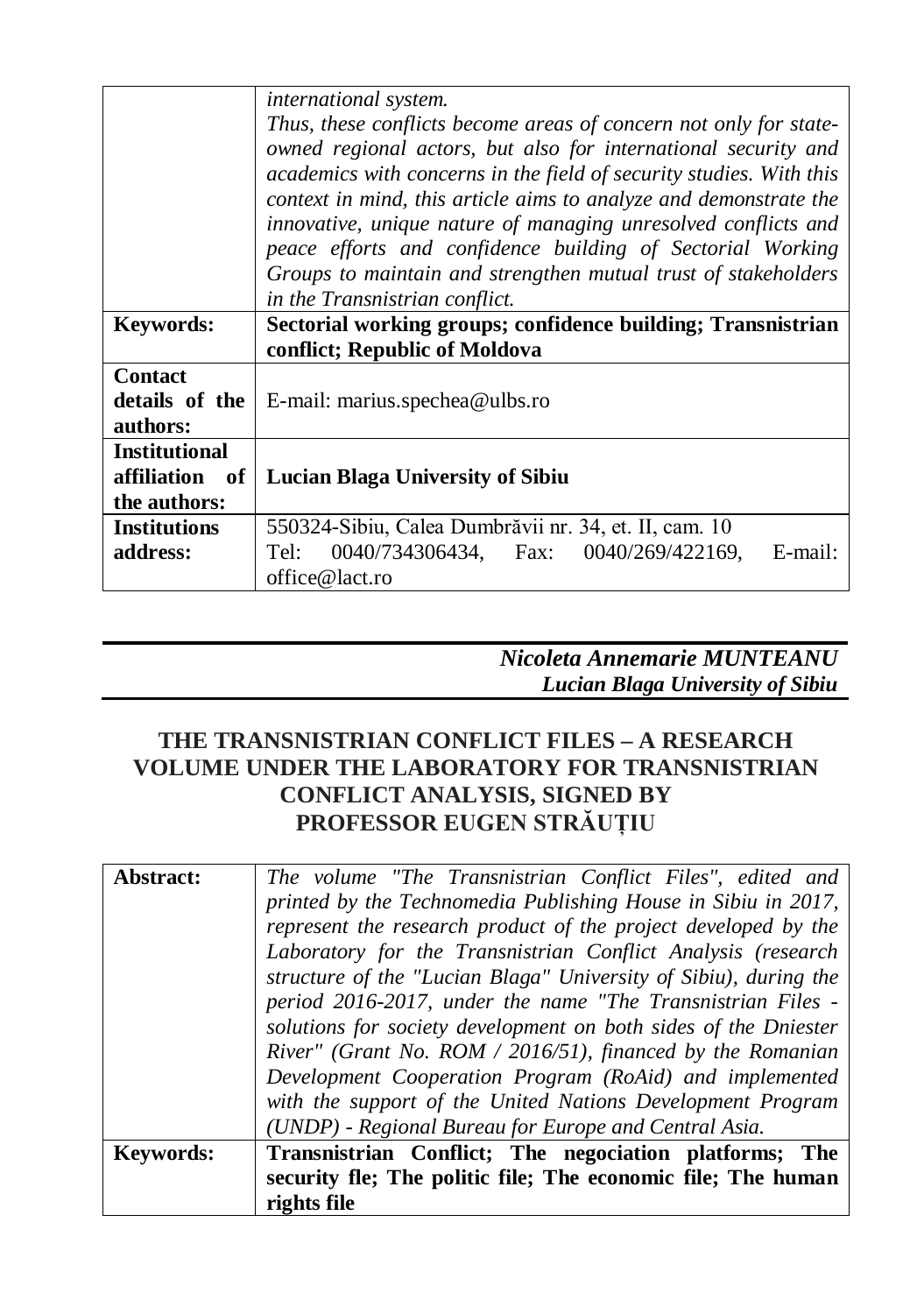| | |
|---|---|
| | *international system.* *Thus, these conflicts become areas of concern not only for state-owned regional actors, but also for international security and academics with concerns in the field of security studies. With this context in mind, this article aims to analyze and demonstrate the innovative, unique nature of managing unresolved conflicts and peace efforts and confidence building of Sectorial Working Groups to maintain and strengthen mutual trust of stakeholders in the Transnistrian conflict.* |
| **Keywords:** | **Sectorial working groups; confidence building; Transnistrian conflict; Republic of Moldova** |
| **Contact details of the authors:** | E-mail: marius.spechea@ulbs.ro |
| **Institutional affiliation of the authors:** | **Lucian Blaga University of Sibiu** |
| **Institutions address:** | 550324-Sibiu, Calea Dumbrăvii nr. 34, et. II, cam. 10 Tel: 0040/734306434, Fax: 0040/269/422169, E-mail: office@lact.ro |

***Nicoleta Annemarie MUNTEANU***
***Lucian Blaga University of Sibiu***

## THE TRANSNISTRIAN CONFLICT FILES – A RESEARCH VOLUME UNDER THE LABORATORY FOR TRANSNISTRIAN CONFLICT ANALYSIS, SIGNED BY PROFESSOR EUGEN STRĂUȚIU

| | |
|---|---|
| **Abstract:** | *The volume "The Transnistrian Conflict Files", edited and printed by the Technomedia Publishing House in Sibiu in 2017, represent the research product of the project developed by the Laboratory for the Transnistrian Conflict Analysis (research structure of the "Lucian Blaga" University of Sibiu), during the period 2016-2017, under the name "The Transnistrian Files - solutions for society development on both sides of the Dniester River" (Grant No. ROM / 2016/51), financed by the Romanian Development Cooperation Program (RoAid) and implemented with the support of the United Nations Development Program (UNDP) - Regional Bureau for Europe and Central Asia.* |
| **Keywords:** | **Transnistrian Conflict; The negociation platforms; The security fle; The politic file; The economic file; The human rights file** |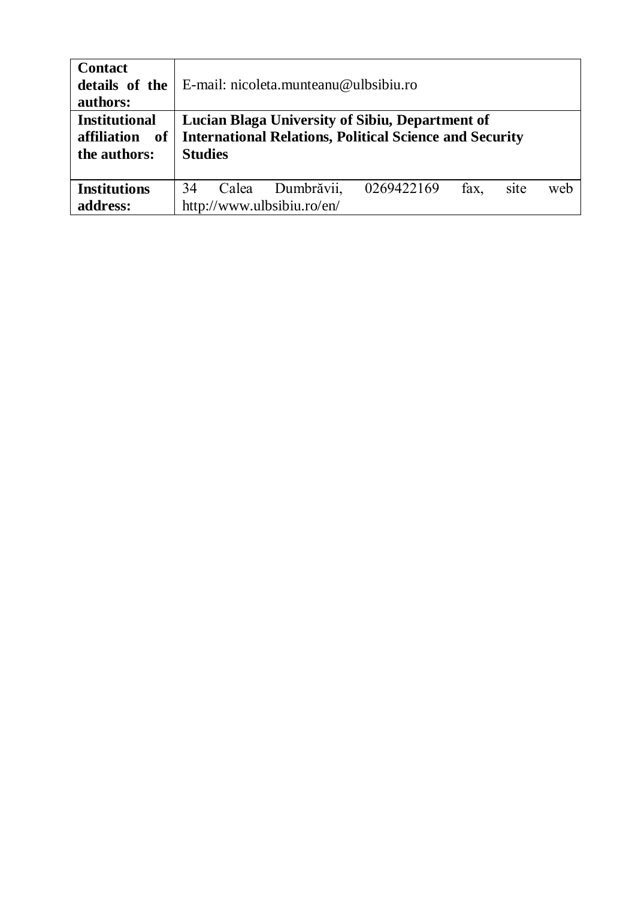| | |
|---|---|
| **Contact details of the authors:** | E-mail: nicoleta.munteanu@ulbsibiu.ro |
| **Institutional affiliation of the authors:** | **Lucian Blaga University of Sibiu, Department of International Relations, Political Science and Security Studies** |
| **Institutions address:** | 34 Calea Dumbrăvii, 0269422169 fax, site web http://www.ulbsibiu.ro/en/ |